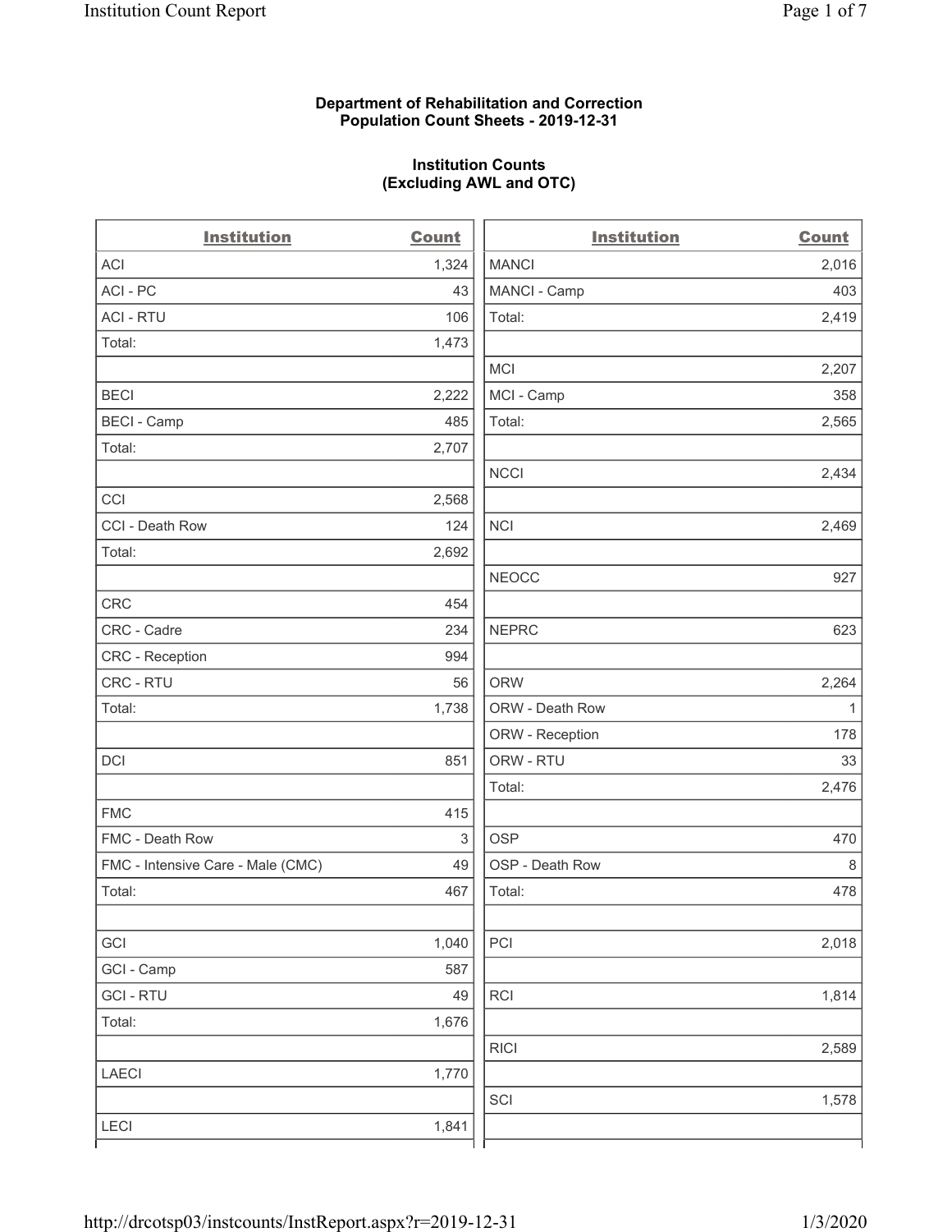**Department of Rehabilitation and Correction**
**Population Count Sheets - 2019-12-31**

**Institution Counts**
**(Excluding AWL and OTC)**

| Institution | Count |
|---|---|
| ACI | 1,324 |
| ACI - PC | 43 |
| ACI - RTU | 106 |
| Total: | 1,473 |
| | |
| BECI | 2,222 |
| BECI - Camp | 485 |
| Total: | 2,707 |
| | |
| CCI | 2,568 |
| CCI - Death Row | 124 |
| Total: | 2,692 |
| | |
| CRC | 454 |
| CRC - Cadre | 234 |
| CRC - Reception | 994 |
| CRC - RTU | 56 |
| Total: | 1,738 |
| | |
| DCI | 851 |
| | |
| FMC | 415 |
| FMC - Death Row | 3 |
| FMC - Intensive Care - Male (CMC) | 49 |
| Total: | 467 |
| | |
| GCI | 1,040 |
| GCI - Camp | 587 |
| GCI - RTU | 49 |
| Total: | 1,676 |
| | |
| LAECI | 1,770 |
| | |
| LECI | 1,841 |

| Institution | Count |
|---|---|
| MANCI | 2,016 |
| MANCI - Camp | 403 |
| Total: | 2,419 |
| | |
| MCI | 2,207 |
| MCI - Camp | 358 |
| Total: | 2,565 |
| | |
| NCCI | 2,434 |
| | |
| NCI | 2,469 |
| | |
| NEOCC | 927 |
| | |
| NEPRC | 623 |
| | |
| ORW | 2,264 |
| ORW - Death Row | 1 |
| ORW - Reception | 178 |
| ORW - RTU | 33 |
| Total: | 2,476 |
| | |
| OSP | 470 |
| OSP - Death Row | 8 |
| Total: | 478 |
| | |
| PCI | 2,018 |
| | |
| RCI | 1,814 |
| | |
| RICI | 2,589 |
| | |
| SCI | 1,578 |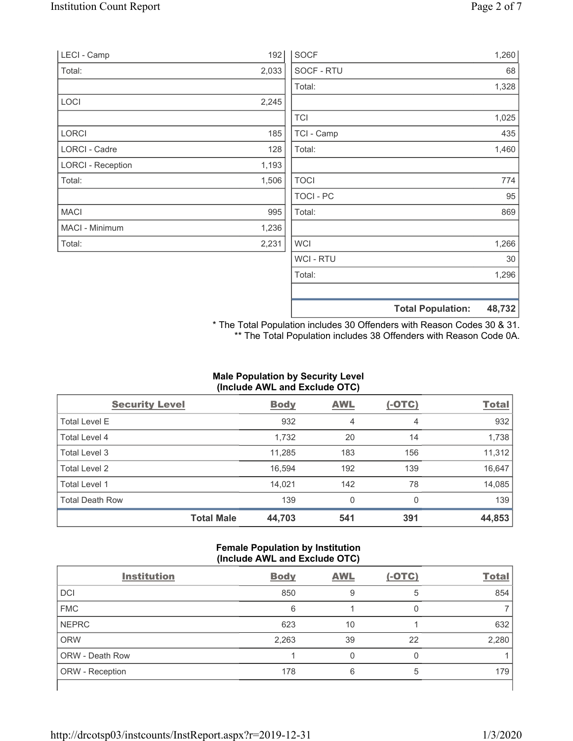| | |
|---|---|
| LECI - Camp | 192 |
| Total: | 2,033 |
| | |
| LOCI | 2,245 |
| | |
| LORCI | 185 |
| LORCI - Cadre | 128 |
| LORCI - Reception | 1,193 |
| Total: | 1,506 |
| | |
| MACI | 995 |
| MACI - Minimum | 1,236 |
| Total: | 2,231 |

| | |
|---|---|
| SOCF | 1,260 |
| SOCF - RTU | 68 |
| Total: | 1,328 |
| | |
| TCI | 1,025 |
| TCI - Camp | 435 |
| Total: | 1,460 |
| | |
| TOCI | 774 |
| TOCI - PC | 95 |
| Total: | 869 |
| | |
| WCI | 1,266 |
| WCI - RTU | 30 |
| Total: | 1,296 |
| | |
| **Total Population:** | **48,732** |

\* The Total Population includes 30 Offenders with Reason Codes 30 & 31.
\** The Total Population includes 38 Offenders with Reason Code 0A.

### Male Population by Security Level (Include AWL and Exclude OTC)

| Security Level | Body | AWL | (-OTC) | Total |
|---|---|---|---|---|
| Total Level E | 932 | 4 | 4 | 932 |
| Total Level 4 | 1,732 | 20 | 14 | 1,738 |
| Total Level 3 | 11,285 | 183 | 156 | 11,312 |
| Total Level 2 | 16,594 | 192 | 139 | 16,647 |
| Total Level 1 | 14,021 | 142 | 78 | 14,085 |
| Total Death Row | 139 | 0 | 0 | 139 |
| **Total Male** | **44,703** | **541** | **391** | **44,853** |

### Female Population by Institution (Include AWL and Exclude OTC)

| Institution | Body | AWL | (-OTC) | Total |
|---|---|---|---|---|
| DCI | 850 | 9 | 5 | 854 |
| FMC | 6 | 1 | 0 | 7 |
| NEPRC | 623 | 10 | 1 | 632 |
| ORW | 2,263 | 39 | 22 | 2,280 |
| ORW - Death Row | 1 | 0 | 0 | 1 |
| ORW - Reception | 178 | 6 | 5 | 179 |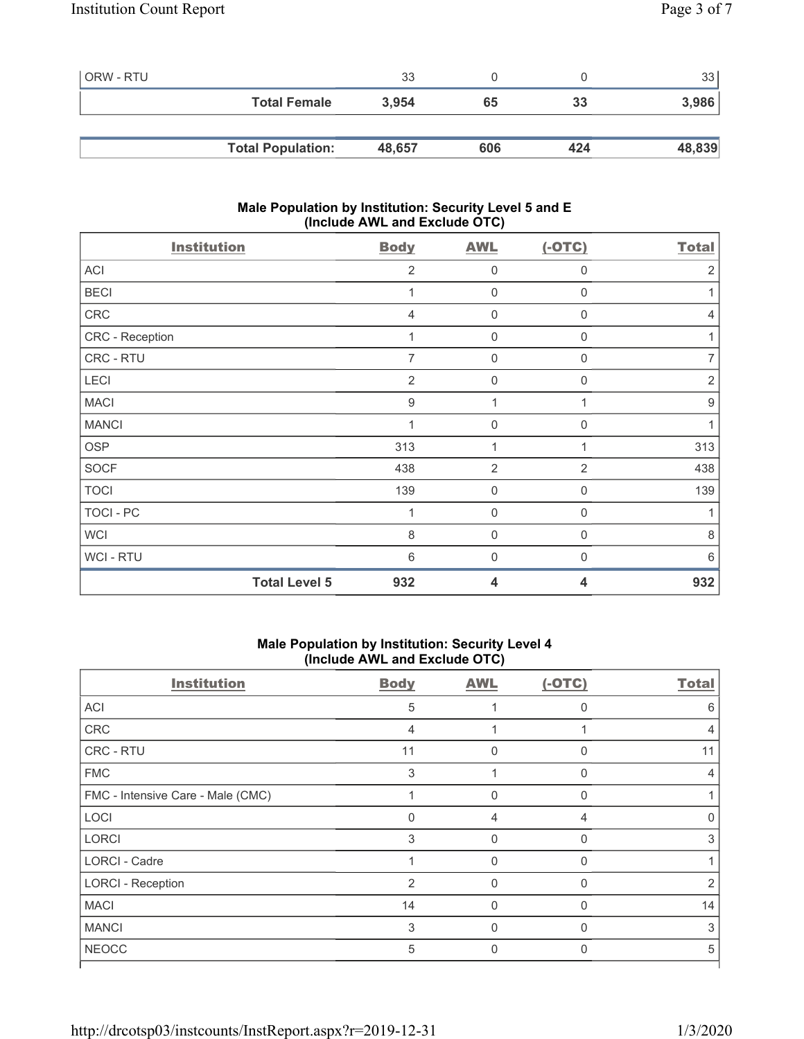| | | | | |
|---|---|---|---|---|
| ORW - RTU | 33 | 0 | 0 | 33 |
| **Total Female** | **3,954** | **65** | **33** | **3,986** |

| | | | | |
|---|---|---|---|---|
| **Total Population:** | **48,657** | **606** | **424** | **48,839** |

### Male Population by Institution: Security Level 5 and E (Include AWL and Exclude OTC)

| Institution | Body | AWL | (-OTC) | Total |
|---|---|---|---|---|
| ACI | 2 | 0 | 0 | 2 |
| BECI | 1 | 0 | 0 | 1 |
| CRC | 4 | 0 | 0 | 4 |
| CRC - Reception | 1 | 0 | 0 | 1 |
| CRC - RTU | 7 | 0 | 0 | 7 |
| LECI | 2 | 0 | 0 | 2 |
| MACI | 9 | 1 | 1 | 9 |
| MANCI | 1 | 0 | 0 | 1 |
| OSP | 313 | 1 | 1 | 313 |
| SOCF | 438 | 2 | 2 | 438 |
| TOCI | 139 | 0 | 0 | 139 |
| TOCI - PC | 1 | 0 | 0 | 1 |
| WCI | 8 | 0 | 0 | 8 |
| WCI - RTU | 6 | 0 | 0 | 6 |
| **Total Level 5** | **932** | **4** | **4** | **932** |

### Male Population by Institution: Security Level 4 (Include AWL and Exclude OTC)

| Institution | Body | AWL | (-OTC) | Total |
|---|---|---|---|---|
| ACI | 5 | 1 | 0 | 6 |
| CRC | 4 | 1 | 1 | 4 |
| CRC - RTU | 11 | 0 | 0 | 11 |
| FMC | 3 | 1 | 0 | 4 |
| FMC - Intensive Care - Male (CMC) | 1 | 0 | 0 | 1 |
| LOCI | 0 | 4 | 4 | 0 |
| LORCI | 3 | 0 | 0 | 3 |
| LORCI - Cadre | 1 | 0 | 0 | 1 |
| LORCI - Reception | 2 | 0 | 0 | 2 |
| MACI | 14 | 0 | 0 | 14 |
| MANCI | 3 | 0 | 0 | 3 |
| NEOCC | 5 | 0 | 0 | 5 |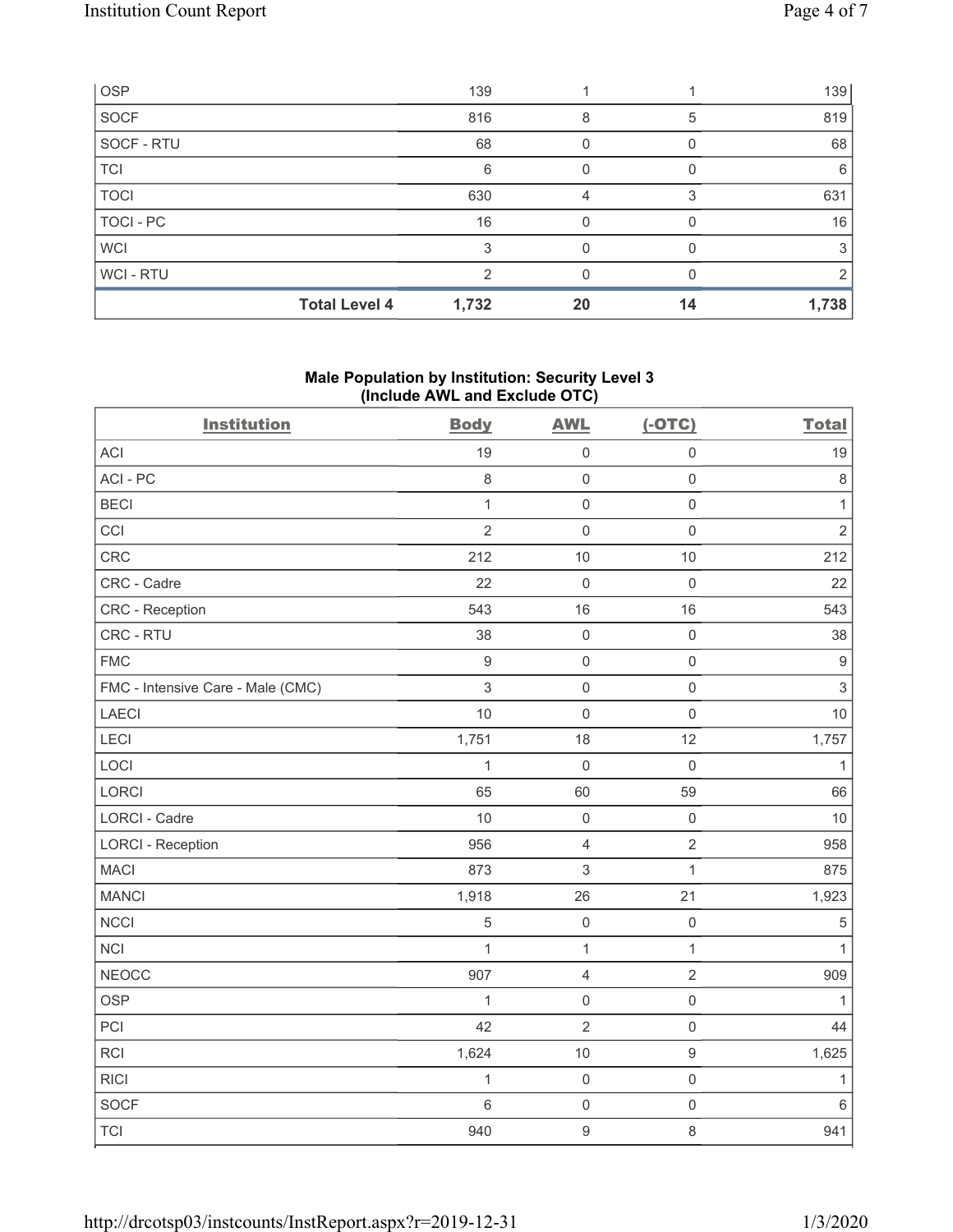| OSP | 139 | 1 | 1 | 139 |
|---|---|---|---|---|
| SOCF | 816 | 8 | 5 | 819 |
| SOCF - RTU | 68 | 0 | 0 | 68 |
| TCI | 6 | 0 | 0 | 6 |
| TOCI | 630 | 4 | 3 | 631 |
| TOCI - PC | 16 | 0 | 0 | 16 |
| WCI | 3 | 0 | 0 | 3 |
| WCI - RTU | 2 | 0 | 0 | 2 |
| **Total Level 4** | **1,732** | **20** | **14** | **1,738** |

### Male Population by Institution: Security Level 3 (Include AWL and Exclude OTC)

| Institution | Body | AWL | (-OTC) | Total |
|---|---|---|---|---|
| ACI | 19 | 0 | 0 | 19 |
| ACI - PC | 8 | 0 | 0 | 8 |
| BECI | 1 | 0 | 0 | 1 |
| CCI | 2 | 0 | 0 | 2 |
| CRC | 212 | 10 | 10 | 212 |
| CRC - Cadre | 22 | 0 | 0 | 22 |
| CRC - Reception | 543 | 16 | 16 | 543 |
| CRC - RTU | 38 | 0 | 0 | 38 |
| FMC | 9 | 0 | 0 | 9 |
| FMC - Intensive Care - Male (CMC) | 3 | 0 | 0 | 3 |
| LAECI | 10 | 0 | 0 | 10 |
| LECI | 1,751 | 18 | 12 | 1,757 |
| LOCI | 1 | 0 | 0 | 1 |
| LORCI | 65 | 60 | 59 | 66 |
| LORCI - Cadre | 10 | 0 | 0 | 10 |
| LORCI - Reception | 956 | 4 | 2 | 958 |
| MACI | 873 | 3 | 1 | 875 |
| MANCI | 1,918 | 26 | 21 | 1,923 |
| NCCI | 5 | 0 | 0 | 5 |
| NCI | 1 | 1 | 1 | 1 |
| NEOCC | 907 | 4 | 2 | 909 |
| OSP | 1 | 0 | 0 | 1 |
| PCI | 42 | 2 | 0 | 44 |
| RCI | 1,624 | 10 | 9 | 1,625 |
| RICI | 1 | 0 | 0 | 1 |
| SOCF | 6 | 0 | 0 | 6 |
| TCI | 940 | 9 | 8 | 941 |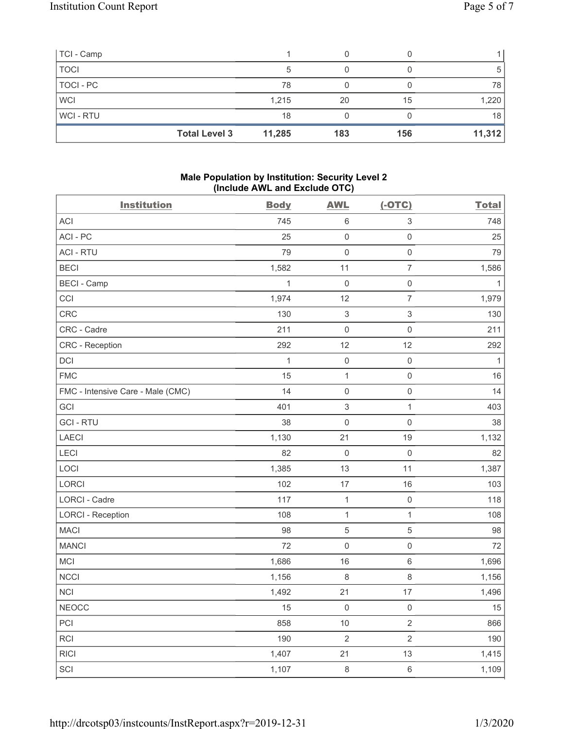| TCI - Camp | 1 | 0 | 0 | 1 |
|---|---|---|---|---|
| TOCI | 5 | 0 | 0 | 5 |
| TOCI - PC | 78 | 0 | 0 | 78 |
| WCI | 1,215 | 20 | 15 | 1,220 |
| WCI - RTU | 18 | 0 | 0 | 18 |
| **Total Level 3** | **11,285** | **183** | **156** | **11,312** |

## Male Population by Institution: Security Level 2 (Include AWL and Exclude OTC)

| Institution | Body | AWL | (-OTC) | Total |
|---|---|---|---|---|
| ACI | 745 | 6 | 3 | 748 |
| ACI - PC | 25 | 0 | 0 | 25 |
| ACI - RTU | 79 | 0 | 0 | 79 |
| BECI | 1,582 | 11 | 7 | 1,586 |
| BECI - Camp | 1 | 0 | 0 | 1 |
| CCI | 1,974 | 12 | 7 | 1,979 |
| CRC | 130 | 3 | 3 | 130 |
| CRC - Cadre | 211 | 0 | 0 | 211 |
| CRC - Reception | 292 | 12 | 12 | 292 |
| DCI | 1 | 0 | 0 | 1 |
| FMC | 15 | 1 | 0 | 16 |
| FMC - Intensive Care - Male (CMC) | 14 | 0 | 0 | 14 |
| GCI | 401 | 3 | 1 | 403 |
| GCI - RTU | 38 | 0 | 0 | 38 |
| LAECI | 1,130 | 21 | 19 | 1,132 |
| LECI | 82 | 0 | 0 | 82 |
| LOCI | 1,385 | 13 | 11 | 1,387 |
| LORCI | 102 | 17 | 16 | 103 |
| LORCI - Cadre | 117 | 1 | 0 | 118 |
| LORCI - Reception | 108 | 1 | 1 | 108 |
| MACI | 98 | 5 | 5 | 98 |
| MANCI | 72 | 0 | 0 | 72 |
| MCI | 1,686 | 16 | 6 | 1,696 |
| NCCI | 1,156 | 8 | 8 | 1,156 |
| NCI | 1,492 | 21 | 17 | 1,496 |
| NEOCC | 15 | 0 | 0 | 15 |
| PCI | 858 | 10 | 2 | 866 |
| RCI | 190 | 2 | 2 | 190 |
| RICI | 1,407 | 21 | 13 | 1,415 |
| SCI | 1,107 | 8 | 6 | 1,109 |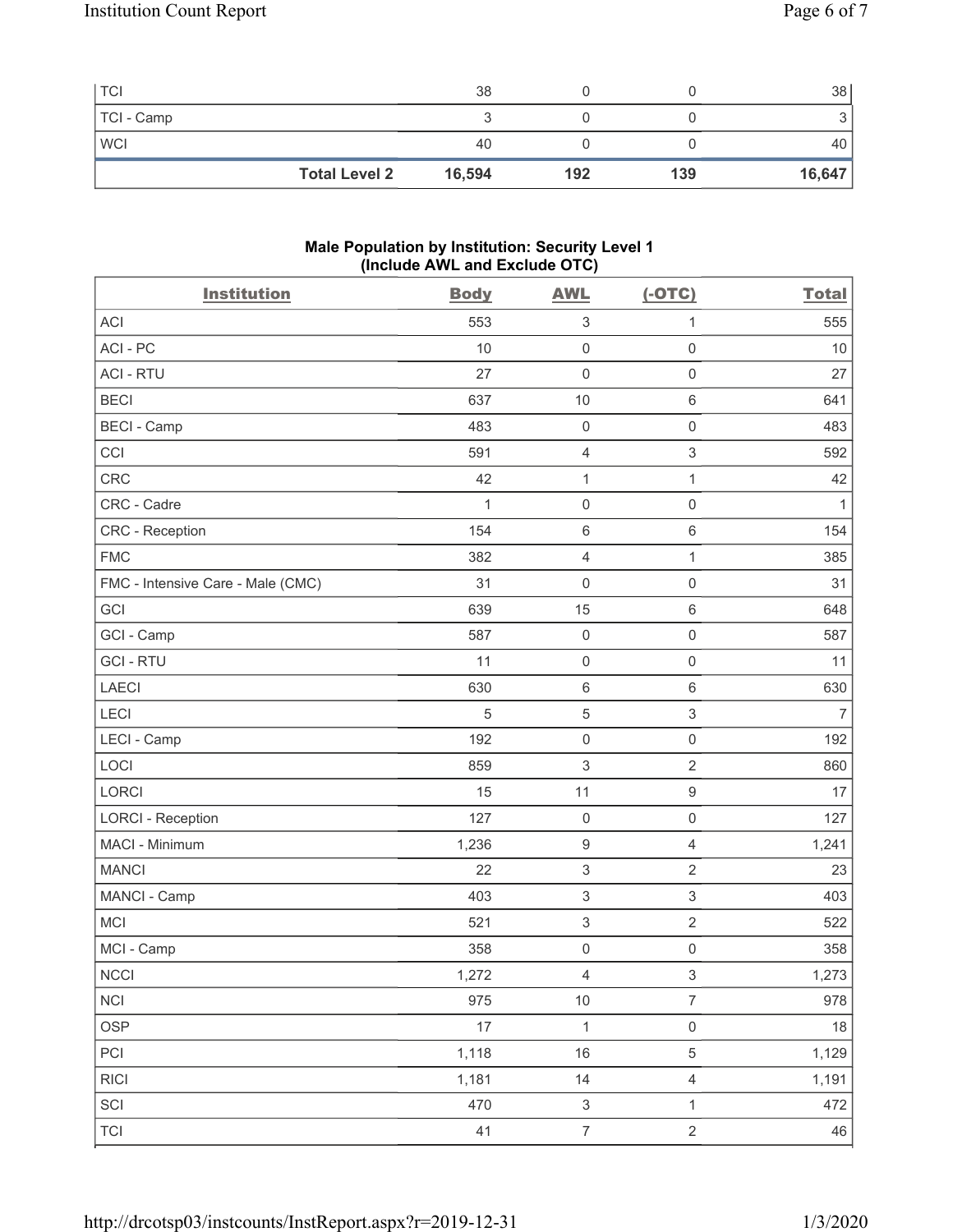| TCI | | 38 | 0 | 0 | 38 |
|---|---|---|---|---|---|
| TCI - Camp | | 3 | 0 | 0 | 3 |
| WCI | | 40 | 0 | 0 | 40 |
| | **Total Level 2** | **16,594** | **192** | **139** | **16,647** |

### Male Population by Institution: Security Level 1 (Include AWL and Exclude OTC)

| Institution | Body | AWL | (-OTC) | Total |
|---|---|---|---|---|
| ACI | 553 | 3 | 1 | 555 |
| ACI - PC | 10 | 0 | 0 | 10 |
| ACI - RTU | 27 | 0 | 0 | 27 |
| BECI | 637 | 10 | 6 | 641 |
| BECI - Camp | 483 | 0 | 0 | 483 |
| CCI | 591 | 4 | 3 | 592 |
| CRC | 42 | 1 | 1 | 42 |
| CRC - Cadre | 1 | 0 | 0 | 1 |
| CRC - Reception | 154 | 6 | 6 | 154 |
| FMC | 382 | 4 | 1 | 385 |
| FMC - Intensive Care - Male (CMC) | 31 | 0 | 0 | 31 |
| GCI | 639 | 15 | 6 | 648 |
| GCI - Camp | 587 | 0 | 0 | 587 |
| GCI - RTU | 11 | 0 | 0 | 11 |
| LAECI | 630 | 6 | 6 | 630 |
| LECI | 5 | 5 | 3 | 7 |
| LECI - Camp | 192 | 0 | 0 | 192 |
| LOCI | 859 | 3 | 2 | 860 |
| LORCI | 15 | 11 | 9 | 17 |
| LORCI - Reception | 127 | 0 | 0 | 127 |
| MACI - Minimum | 1,236 | 9 | 4 | 1,241 |
| MANCI | 22 | 3 | 2 | 23 |
| MANCI - Camp | 403 | 3 | 3 | 403 |
| MCI | 521 | 3 | 2 | 522 |
| MCI - Camp | 358 | 0 | 0 | 358 |
| NCCI | 1,272 | 4 | 3 | 1,273 |
| NCI | 975 | 10 | 7 | 978 |
| OSP | 17 | 1 | 0 | 18 |
| PCI | 1,118 | 16 | 5 | 1,129 |
| RICI | 1,181 | 14 | 4 | 1,191 |
| SCI | 470 | 3 | 1 | 472 |
| TCI | 41 | 7 | 2 | 46 |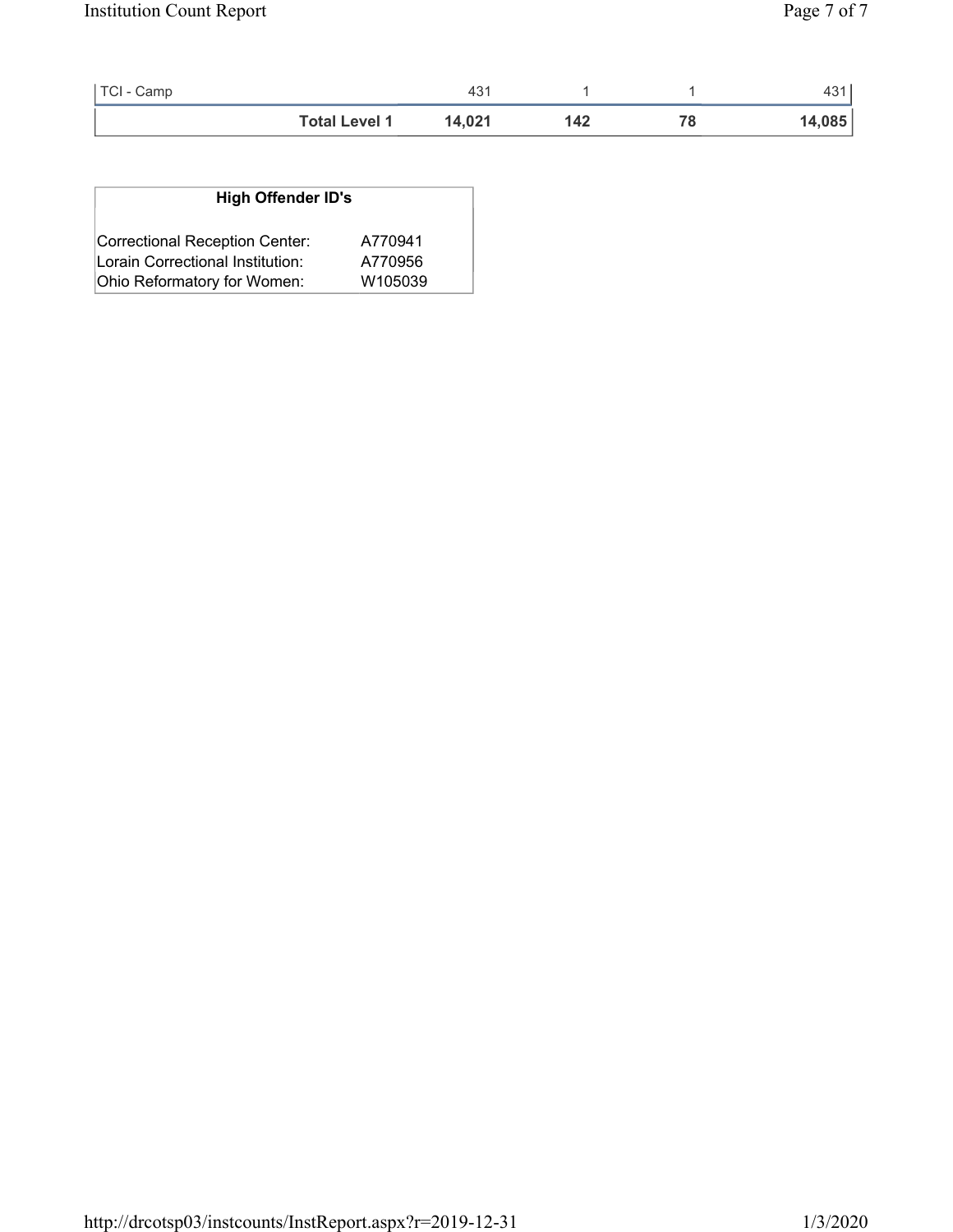| | | | | |
|---|---|---|---|---|
| TCI - Camp | 431 | 1 | 1 | 431 |
| **Total Level 1** | **14,021** | **142** | **78** | **14,085** |

| **High Offender ID's** | |
|---|---|
| Correctional Reception Center: | A770941 |
| Lorain Correctional Institution: | A770956 |
| Ohio Reformatory for Women: | W105039 |